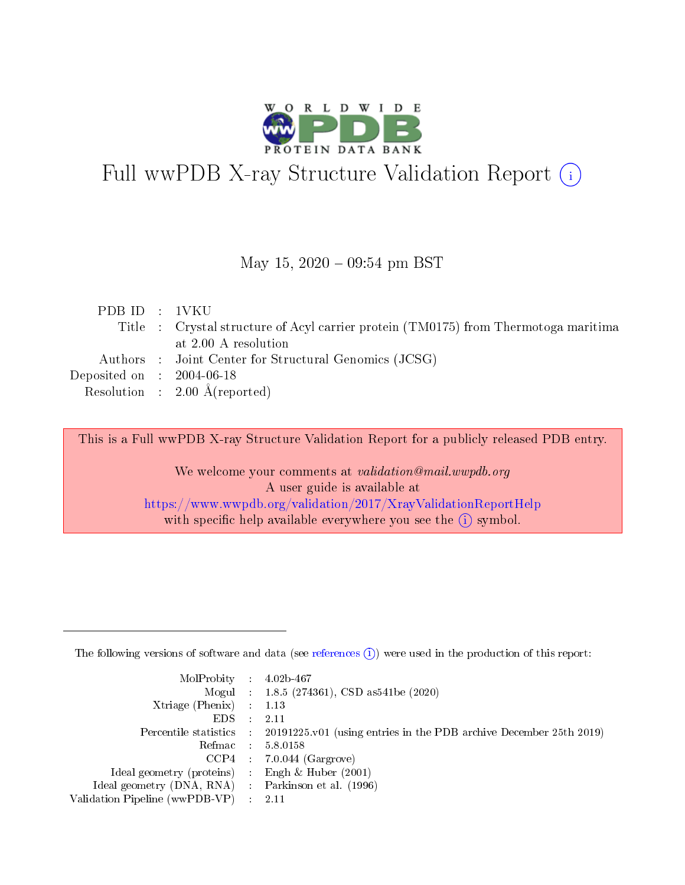# Full wwPDB X-ray Structure Validation Report (i)

May 15, 2020 – 09:54 pm BST

|  |  |  |
|---|---|---|
| PDB ID | : | 1VKU |
| Title | : | Crystal structure of Acyl carrier protein (TM0175) from Thermotoga maritima at 2.00 A resolution |
| Authors | : | Joint Center for Structural Genomics (JCSG) |
| Deposited on | : | 2004-06-18 |
| Resolution | : | 2.00 Å(reported) |

This is a Full wwPDB X-ray Structure Validation Report for a publicly released PDB entry.

We welcome your comments at *validation@mail.wwpdb.org*
A user guide is available at
https://www.wwpdb.org/validation/2017/XrayValidationReportHelp
with specific help available everywhere you see the (i) symbol.

---

The following versions of software and data (see references (i)) were used in the production of this report:

|  |  |  |
|---|---|---|
| MolProbity | : | 4.02b-467 |
| Mogul | : | 1.8.5 (274361), CSD as541be (2020) |
| Xtriage (Phenix) | : | 1.13 |
| EDS | : | 2.11 |
| Percentile statistics | : | 20191225.v01 (using entries in the PDB archive December 25th 2019) |
| Refmac | : | 5.8.0158 |
| CCP4 | : | 7.0.044 (Gargrove) |
| Ideal geometry (proteins) | : | Engh & Huber (2001) |
| Ideal geometry (DNA, RNA) | : | Parkinson et al. (1996) |
| Validation Pipeline (wwPDB-VP) | : | 2.11 |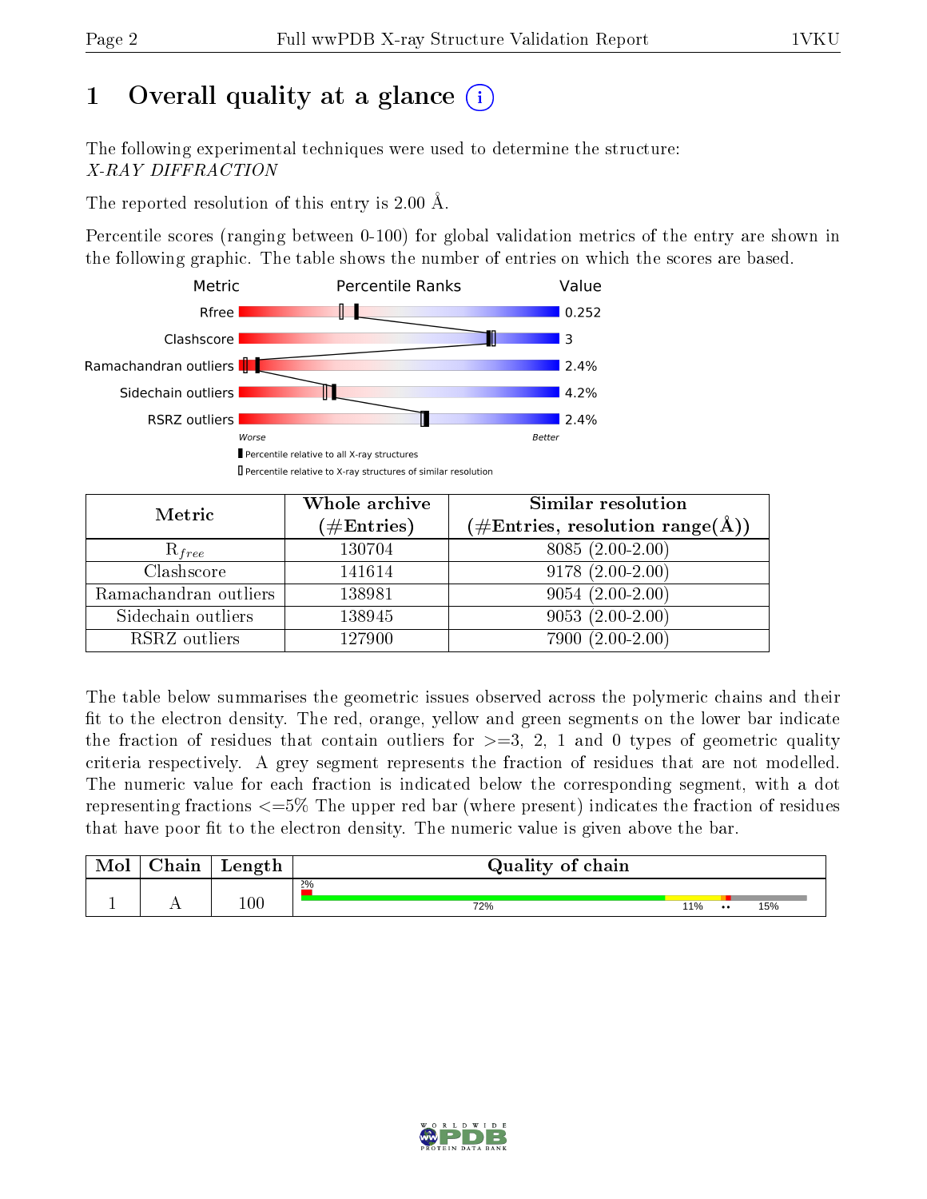# 1 Overall quality at a glance (i)

The following experimental techniques were used to determine the structure: *X-RAY DIFFRACTION*

The reported resolution of this entry is 2.00 Å.

Percentile scores (ranging between 0-100) for global validation metrics of the entry are shown in the following graphic. The table shows the number of entries on which the scores are based.

| Metric | Value |
|---|---|
| Rfree | 0.252 |
| Clashscore | 3 |
| Ramachandran outliers | 2.4% |
| Sidechain outliers | 4.2% |
| RSRZ outliers | 2.4% |

Worse — Better

■ Percentile relative to all X-ray structures

□ Percentile relative to X-ray structures of similar resolution

| Metric | Whole archive (#Entries) | Similar resolution (#Entries, resolution range(Å)) |
|---|---|---|
| $R_{free}$ | 130704 | 8085 (2.00-2.00) |
| Clashscore | 141614 | 9178 (2.00-2.00) |
| Ramachandran outliers | 138981 | 9054 (2.00-2.00) |
| Sidechain outliers | 138945 | 9053 (2.00-2.00) |
| RSRZ outliers | 127900 | 7900 (2.00-2.00) |

The table below summarises the geometric issues observed across the polymeric chains and their fit to the electron density. The red, orange, yellow and green segments on the lower bar indicate the fraction of residues that contain outliers for >=3, 2, 1 and 0 types of geometric quality criteria respectively. A grey segment represents the fraction of residues that are not modelled. The numeric value for each fraction is indicated below the corresponding segment, with a dot representing fractions <=5% The upper red bar (where present) indicates the fraction of residues that have poor fit to the electron density. The numeric value is given above the bar.

| Mol | Chain | Length | Quality of chain |
|---|---|---|---|
| 1 | A | 100 | 2%; 72%, 11%, ••, 15% |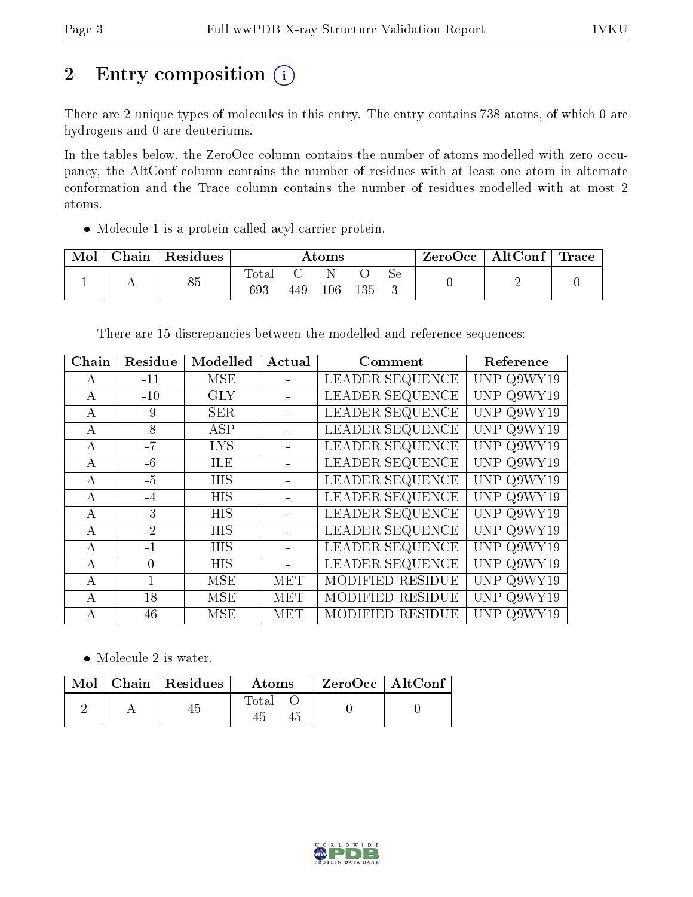# 2 Entry composition

There are 2 unique types of molecules in this entry. The entry contains 738 atoms, of which 0 are hydrogens and 0 are deuteriums.

In the tables below, the ZeroOcc column contains the number of atoms modelled with zero occupancy, the AltConf column contains the number of residues with at least one atom in alternate conformation and the Trace column contains the number of residues modelled with at most 2 atoms.

- Molecule 1 is a protein called acyl carrier protein.

| Mol | Chain | Residues | Atoms | | | | | ZeroOcc | AltConf | Trace |
|---|---|---|---|---|---|---|---|---|---|---|
| | | | Total | C | N | O | Se | | | |
| 1 | A | 85 | 693 | 449 | 106 | 135 | 3 | 0 | 2 | 0 |

There are 15 discrepancies between the modelled and reference sequences:

| Chain | Residue | Modelled | Actual | Comment | Reference |
|---|---|---|---|---|---|
| A | -11 | MSE | - | LEADER SEQUENCE | UNP Q9WY19 |
| A | -10 | GLY | - | LEADER SEQUENCE | UNP Q9WY19 |
| A | -9 | SER | - | LEADER SEQUENCE | UNP Q9WY19 |
| A | -8 | ASP | - | LEADER SEQUENCE | UNP Q9WY19 |
| A | -7 | LYS | - | LEADER SEQUENCE | UNP Q9WY19 |
| A | -6 | ILE | - | LEADER SEQUENCE | UNP Q9WY19 |
| A | -5 | HIS | - | LEADER SEQUENCE | UNP Q9WY19 |
| A | -4 | HIS | - | LEADER SEQUENCE | UNP Q9WY19 |
| A | -3 | HIS | - | LEADER SEQUENCE | UNP Q9WY19 |
| A | -2 | HIS | - | LEADER SEQUENCE | UNP Q9WY19 |
| A | -1 | HIS | - | LEADER SEQUENCE | UNP Q9WY19 |
| A | 0 | HIS | - | LEADER SEQUENCE | UNP Q9WY19 |
| A | 1 | MSE | MET | MODIFIED RESIDUE | UNP Q9WY19 |
| A | 18 | MSE | MET | MODIFIED RESIDUE | UNP Q9WY19 |
| A | 46 | MSE | MET | MODIFIED RESIDUE | UNP Q9WY19 |

- Molecule 2 is water.

| Mol | Chain | Residues | Atoms | | ZeroOcc | AltConf |
|---|---|---|---|---|---|---|
| | | | Total | O | | |
| 2 | A | 45 | 45 | 45 | 0 | 0 |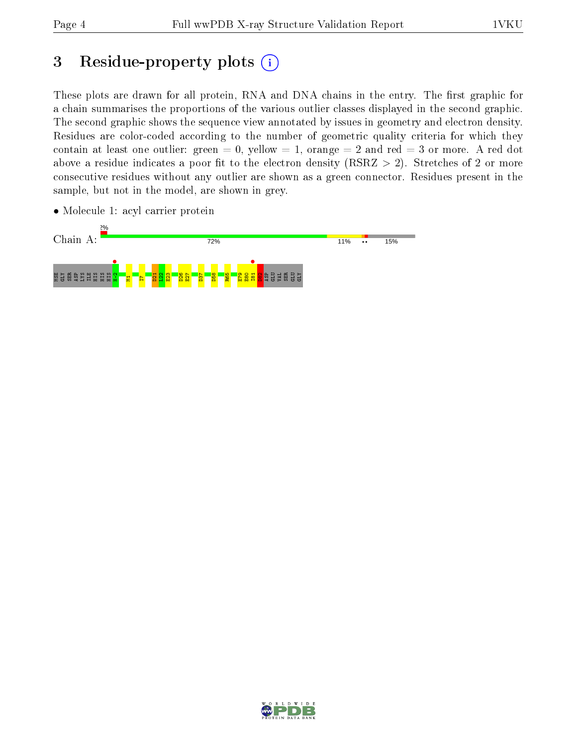# 3 Residue-property plots

These plots are drawn for all protein, RNA and DNA chains in the entry. The first graphic for a chain summarises the proportions of the various outlier classes displayed in the second graphic. The second graphic shows the sequence view annotated by issues in geometry and electron density. Residues are color-coded according to the number of geometric quality criteria for which they contain at least one outlier: green = 0, yellow = 1, orange = 2 and red = 3 or more. A red dot above a residue indicates a poor fit to the electron density (RSRZ > 2). Stretches of 2 or more consecutive residues without any outlier are shown as a green connector. Residues present in the sample, but not in the model, are shown in grey.

- Molecule 1: acyl carrier protein

Chain A: 2% | 72% | 11% | •• | 15%

MSE GLY SER ASP LYS ILE HIS HIS HIS H-2 M1 I7 D21 L22 E23 D26 E27 D37 D58 R65 E79 E80 I81 D82 ASP GLU VAL SER GLU GLY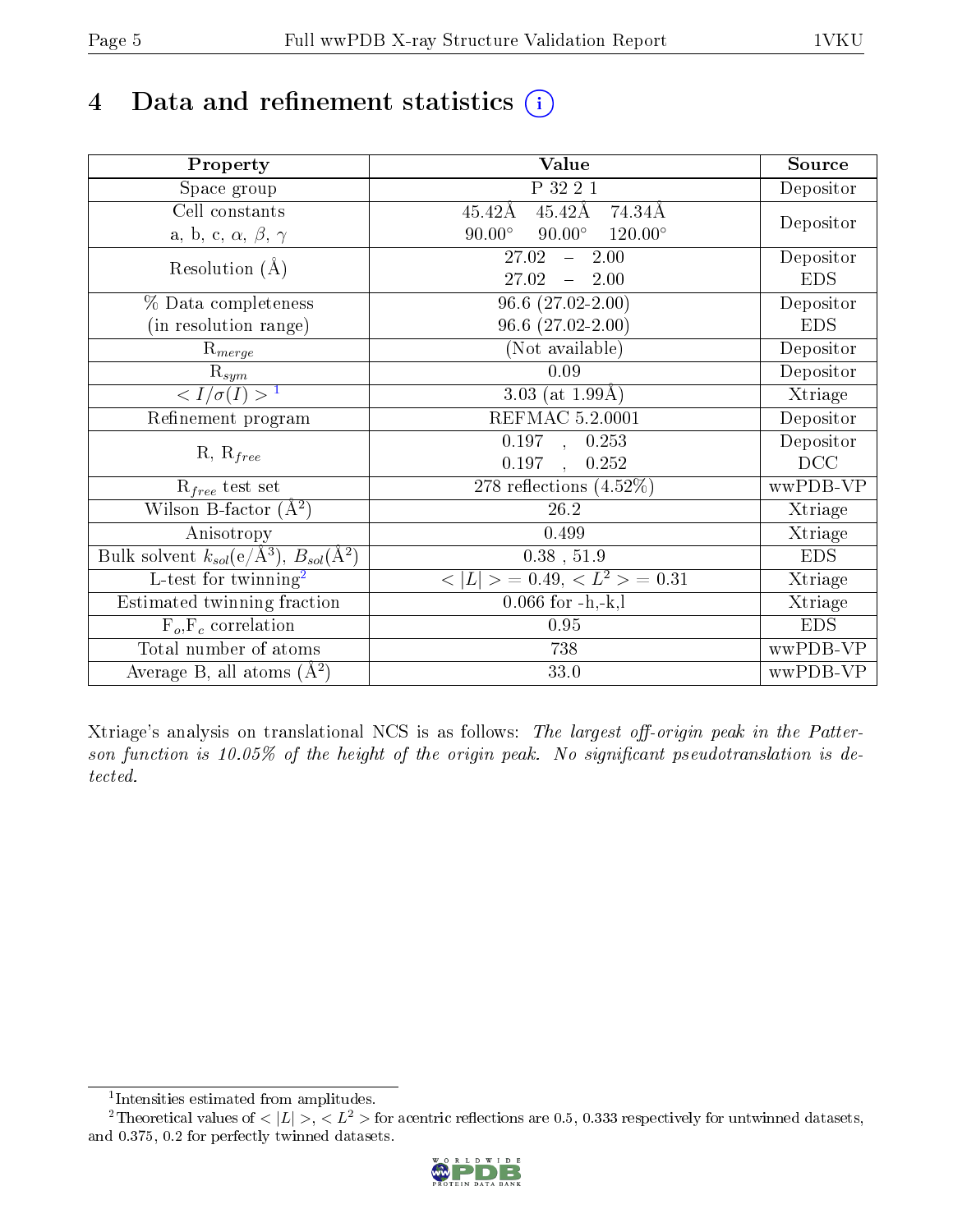# 4 Data and refinement statistics

| Property | Value | Source |
|---|---|---|
| Space group | P 32 2 1 | Depositor |
| Cell constants<br>a, b, c, $\alpha$, $\beta$, $\gamma$ | 45.42Å 45.42Å 74.34Å<br>90.00° 90.00° 120.00° | Depositor |
| Resolution (Å) | 27.02 – 2.00 | Depositor |
| | 27.02 – 2.00 | EDS |
| % Data completeness<br>(in resolution range) | 96.6 (27.02-2.00) | Depositor |
| | 96.6 (27.02-2.00) | EDS |
| $R_{merge}$ | (Not available) | Depositor |
| $R_{sym}$ | 0.09 | Depositor |
| $< I/\sigma(I) >$ [1] | 3.03 (at 1.99Å) | Xtriage |
| Refinement program | REFMAC 5.2.0001 | Depositor |
| R, $R_{free}$ | 0.197 , 0.253 | Depositor |
| | 0.197 , 0.252 | DCC |
| $R_{free}$ test set | 278 reflections (4.52%) | wwPDB-VP |
| Wilson B-factor (Å$^2$) | 26.2 | Xtriage |
| Anisotropy | 0.499 | Xtriage |
| Bulk solvent $k_{sol}$(e/Å$^3$), $B_{sol}$(Å$^2$) | 0.38 , 51.9 | EDS |
| L-test for twinning[2] | $< \lvert L \rvert > = 0.49$, $< L^2 > = 0.31$ | Xtriage |
| Estimated twinning fraction | 0.066 for -h,-k,l | Xtriage |
| $F_o$,$F_c$ correlation | 0.95 | EDS |
| Total number of atoms | 738 | wwPDB-VP |
| Average B, all atoms (Å$^2$) | 33.0 | wwPDB-VP |

Xtriage's analysis on translational NCS is as follows: *The largest off-origin peak in the Patterson function is 10.05% of the height of the origin peak. No significant pseudotranslation is detected.*

[1] Intensities estimated from amplitudes.

[2] Theoretical values of $< \lvert L \rvert >$, $< L^2 >$ for acentric reflections are 0.5, 0.333 respectively for untwinned datasets, and 0.375, 0.2 for perfectly twinned datasets.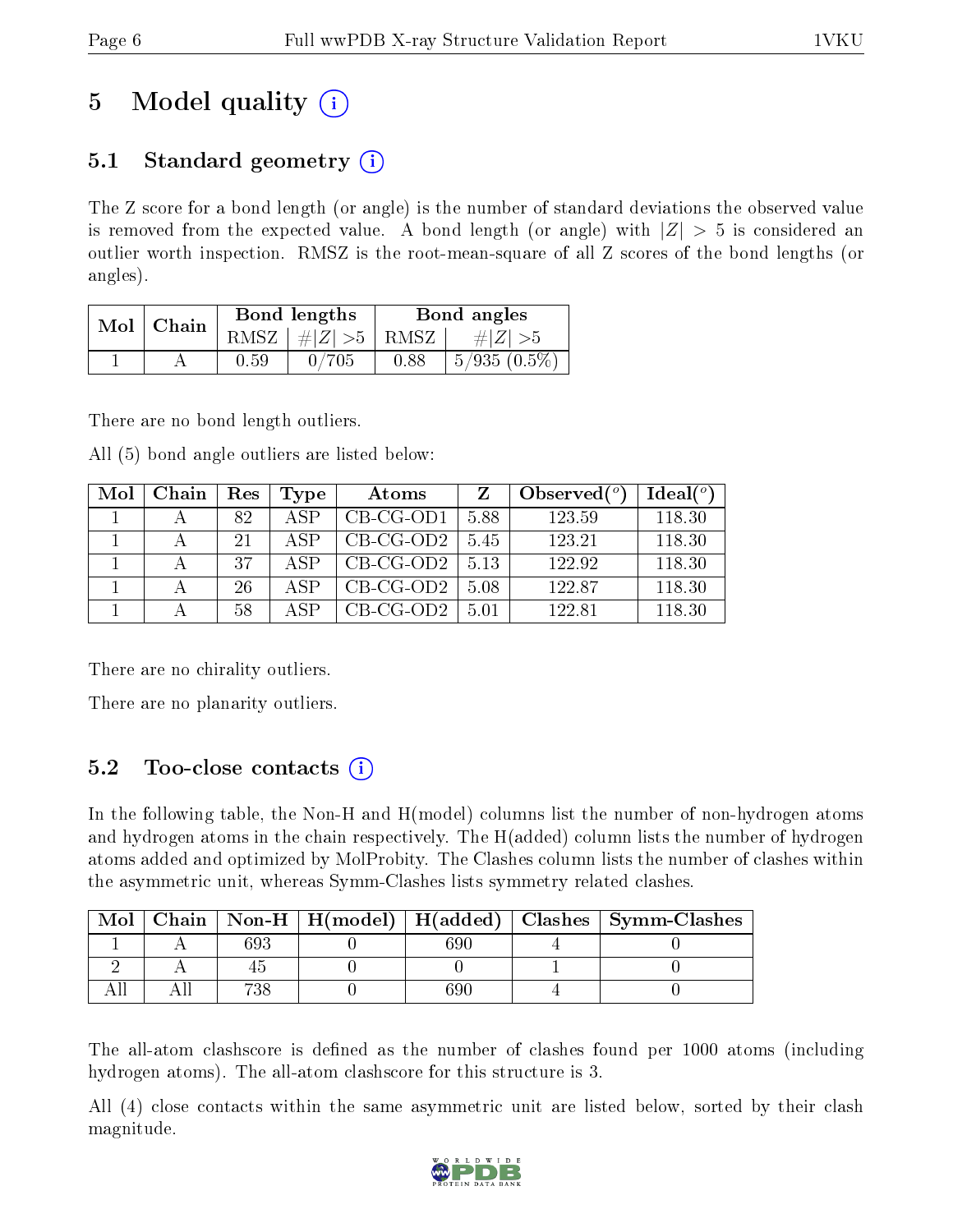# 5 Model quality

## 5.1 Standard geometry

The Z score for a bond length (or angle) is the number of standard deviations the observed value is removed from the expected value. A bond length (or angle) with $|Z| > 5$ is considered an outlier worth inspection. RMSZ is the root-mean-square of all Z scores of the bond lengths (or angles).

| Mol | Chain | Bond lengths | | Bond angles | |
|---|---|---|---|---|---|
| | | RMSZ | $\#\|Z\| > 5$ | RMSZ | $\#\|Z\| > 5$ |
| 1 | A | 0.59 | 0/705 | 0.88 | 5/935 (0.5%) |

There are no bond length outliers.

All (5) bond angle outliers are listed below:

| Mol | Chain | Res | Type | Atoms | Z | Observed(°) | Ideal(°) |
|---|---|---|---|---|---|---|---|
| 1 | A | 82 | ASP | CB-CG-OD1 | 5.88 | 123.59 | 118.30 |
| 1 | A | 21 | ASP | CB-CG-OD2 | 5.45 | 123.21 | 118.30 |
| 1 | A | 37 | ASP | CB-CG-OD2 | 5.13 | 122.92 | 118.30 |
| 1 | A | 26 | ASP | CB-CG-OD2 | 5.08 | 122.87 | 118.30 |
| 1 | A | 58 | ASP | CB-CG-OD2 | 5.01 | 122.81 | 118.30 |

There are no chirality outliers.

There are no planarity outliers.

## 5.2 Too-close contacts

In the following table, the Non-H and H(model) columns list the number of non-hydrogen atoms and hydrogen atoms in the chain respectively. The H(added) column lists the number of hydrogen atoms added and optimized by MolProbity. The Clashes column lists the number of clashes within the asymmetric unit, whereas Symm-Clashes lists symmetry related clashes.

| Mol | Chain | Non-H | H(model) | H(added) | Clashes | Symm-Clashes |
|---|---|---|---|---|---|---|
| 1 | A | 693 | 0 | 690 | 4 | 0 |
| 2 | A | 45 | 0 | 0 | 1 | 0 |
| All | All | 738 | 0 | 690 | 4 | 0 |

The all-atom clashscore is defined as the number of clashes found per 1000 atoms (including hydrogen atoms). The all-atom clashscore for this structure is 3.

All (4) close contacts within the same asymmetric unit are listed below, sorted by their clash magnitude.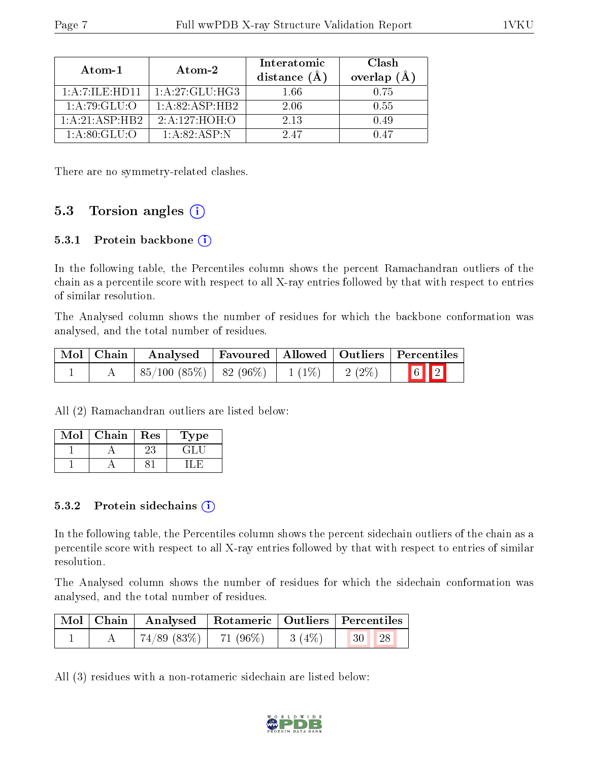| Atom-1 | Atom-2 | Interatomic distance (Å) | Clash overlap (Å) |
|---|---|---|---|
| 1:A:7:ILE:HD11 | 1:A:27:GLU:HG3 | 1.66 | 0.75 |
| 1:A:79:GLU:O | 1:A:82:ASP:HB2 | 2.06 | 0.55 |
| 1:A:21:ASP:HB2 | 2:A:127:HOH:O | 2.13 | 0.49 |
| 1:A:80:GLU:O | 1:A:82:ASP:N | 2.47 | 0.47 |

There are no symmetry-related clashes.

## 5.3 Torsion angles

### 5.3.1 Protein backbone

In the following table, the Percentiles column shows the percent Ramachandran outliers of the chain as a percentile score with respect to all X-ray entries followed by that with respect to entries of similar resolution.

The Analysed column shows the number of residues for which the backbone conformation was analysed, and the total number of residues.

| Mol | Chain | Analysed | Favoured | Allowed | Outliers | Percentiles | |
|---|---|---|---|---|---|---|---|
| 1 | A | 85/100 (85%) | 82 (96%) | 1 (1%) | 2 (2%) | 6 | 2 |

All (2) Ramachandran outliers are listed below:

| Mol | Chain | Res | Type |
|---|---|---|---|
| 1 | A | 23 | GLU |
| 1 | A | 81 | ILE |

### 5.3.2 Protein sidechains

In the following table, the Percentiles column shows the percent sidechain outliers of the chain as a percentile score with respect to all X-ray entries followed by that with respect to entries of similar resolution.

The Analysed column shows the number of residues for which the sidechain conformation was analysed, and the total number of residues.

| Mol | Chain | Analysed | Rotameric | Outliers | Percentiles | |
|---|---|---|---|---|---|---|
| 1 | A | 74/89 (83%) | 71 (96%) | 3 (4%) | 30 | 28 |

All (3) residues with a non-rotameric sidechain are listed below: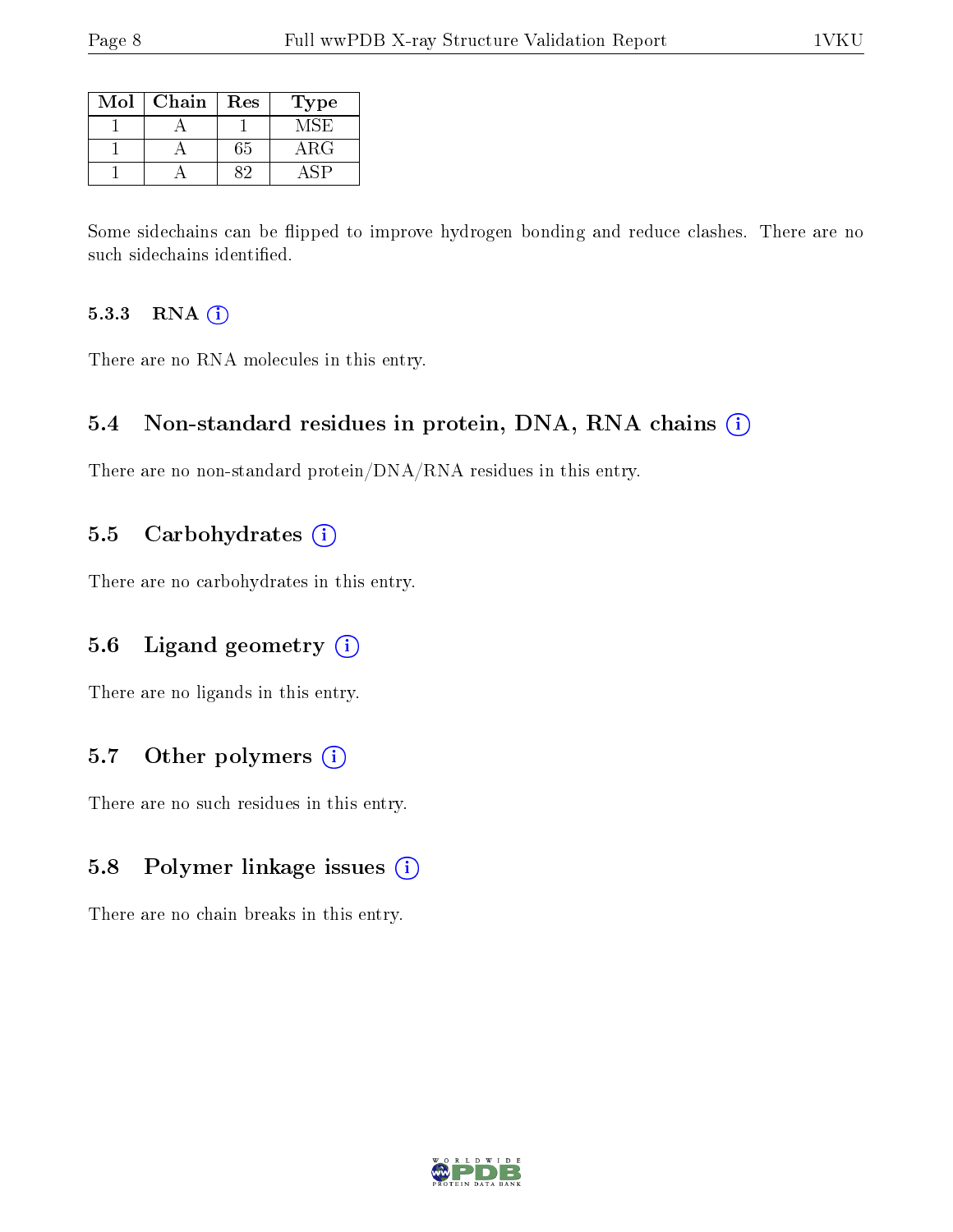| Mol | Chain | Res | Type |
|---|---|---|---|
| 1 | A | 1 | MSE |
| 1 | A | 65 | ARG |
| 1 | A | 82 | ASP |

Some sidechains can be flipped to improve hydrogen bonding and reduce clashes. There are no such sidechains identified.

### 5.3.3 RNA

There are no RNA molecules in this entry.

## 5.4 Non-standard residues in protein, DNA, RNA chains

There are no non-standard protein/DNA/RNA residues in this entry.

## 5.5 Carbohydrates

There are no carbohydrates in this entry.

## 5.6 Ligand geometry

There are no ligands in this entry.

## 5.7 Other polymers

There are no such residues in this entry.

## 5.8 Polymer linkage issues

There are no chain breaks in this entry.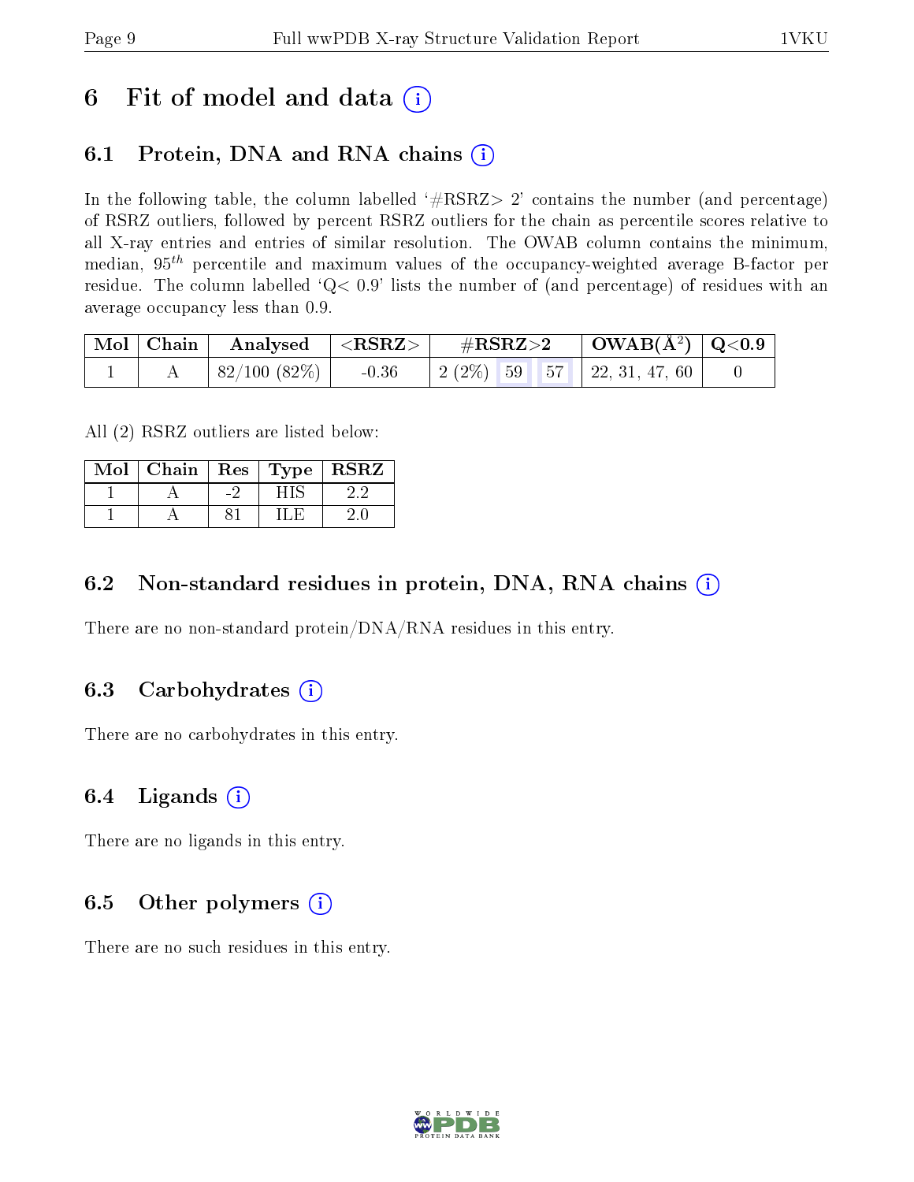# 6 Fit of model and data (i)

## 6.1 Protein, DNA and RNA chains (i)

In the following table, the column labelled '#RSRZ> 2' contains the number (and percentage) of RSRZ outliers, followed by percent RSRZ outliers for the chain as percentile scores relative to all X-ray entries and entries of similar resolution. The OWAB column contains the minimum, median, $95^{th}$ percentile and maximum values of the occupancy-weighted average B-factor per residue. The column labelled 'Q< 0.9' lists the number of (and percentage) of residues with an average occupancy less than 0.9.

| Mol | Chain | Analysed | <RSRZ> | #RSRZ>2 | | | OWAB(Å²) | Q<0.9 |
|---|---|---|---|---|---|---|---|---|
| 1 | A | 82/100 (82%) | -0.36 | 2 (2%) | 59 | 57 | 22, 31, 47, 60 | 0 |

All (2) RSRZ outliers are listed below:

| Mol | Chain | Res | Type | RSRZ |
|---|---|---|---|---|
| 1 | A | -2 | HIS | 2.2 |
| 1 | A | 81 | ILE | 2.0 |

## 6.2 Non-standard residues in protein, DNA, RNA chains (i)

There are no non-standard protein/DNA/RNA residues in this entry.

## 6.3 Carbohydrates (i)

There are no carbohydrates in this entry.

## 6.4 Ligands (i)

There are no ligands in this entry.

## 6.5 Other polymers (i)

There are no such residues in this entry.